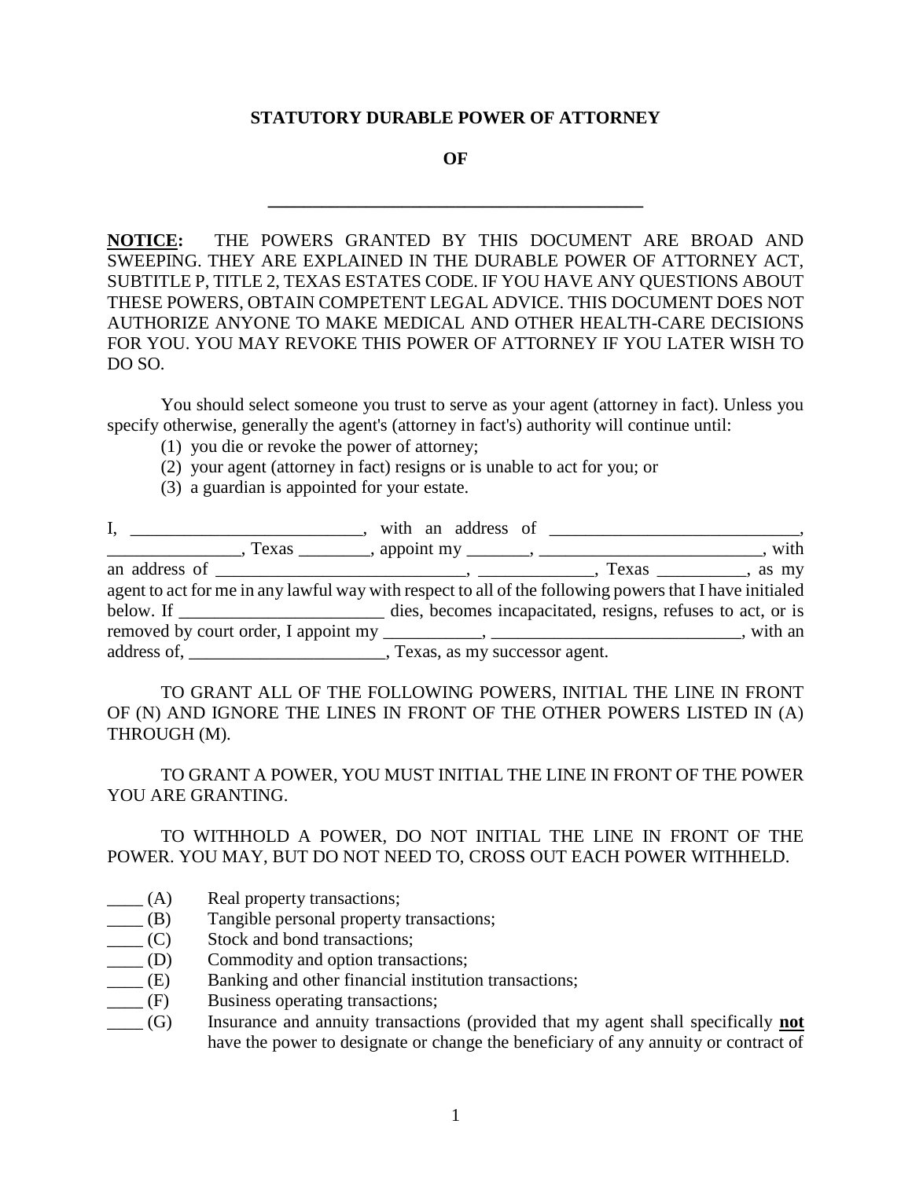**STATUTORY DURABLE POWER OF ATTORNEY**

**OF**

**__________________________________________**

**<u>NOTICE</u>:** THE POWERS GRANTED BY THIS DOCUMENT ARE BROAD AND SWEEPING. THEY ARE EXPLAINED IN THE DURABLE POWER OF ATTORNEY ACT, SUBTITLE P, TITLE 2, TEXAS ESTATES CODE. IF YOU HAVE ANY QUESTIONS ABOUT THESE POWERS, OBTAIN COMPETENT LEGAL ADVICE. THIS DOCUMENT DOES NOT AUTHORIZE ANYONE TO MAKE MEDICAL AND OTHER HEALTH-CARE DECISIONS FOR YOU. YOU MAY REVOKE THIS POWER OF ATTORNEY IF YOU LATER WISH TO DO SO.

You should select someone you trust to serve as your agent (attorney in fact). Unless you specify otherwise, generally the agent's (attorney in fact's) authority will continue until:

(1) you die or revoke the power of attorney;
(2) your agent (attorney in fact) resigns or is unable to act for you; or
(3) a guardian is appointed for your estate.

I, __________________________, with an address of ____________________________, _______________, Texas ________, appoint my _______, _________________________, with an address of ____________________________, _____________, Texas __________, as my agent to act for me in any lawful way with respect to all of the following powers that I have initialed below. If ______________________ dies, becomes incapacitated, resigns, refuses to act, or is removed by court order, I appoint my ___________, ____________________________, with an address of, ______________________, Texas, as my successor agent.

TO GRANT ALL OF THE FOLLOWING POWERS, INITIAL THE LINE IN FRONT OF (N) AND IGNORE THE LINES IN FRONT OF THE OTHER POWERS LISTED IN (A) THROUGH (M).

TO GRANT A POWER, YOU MUST INITIAL THE LINE IN FRONT OF THE POWER YOU ARE GRANTING.

TO WITHHOLD A POWER, DO NOT INITIAL THE LINE IN FRONT OF THE POWER. YOU MAY, BUT DO NOT NEED TO, CROSS OUT EACH POWER WITHHELD.

____ (A) Real property transactions;
____ (B) Tangible personal property transactions;
____ (C) Stock and bond transactions;
____ (D) Commodity and option transactions;
____ (E) Banking and other financial institution transactions;
____ (F) Business operating transactions;
____ (G) Insurance and annuity transactions (provided that my agent shall specifically **<u>not</u>** have the power to designate or change the beneficiary of any annuity or contract of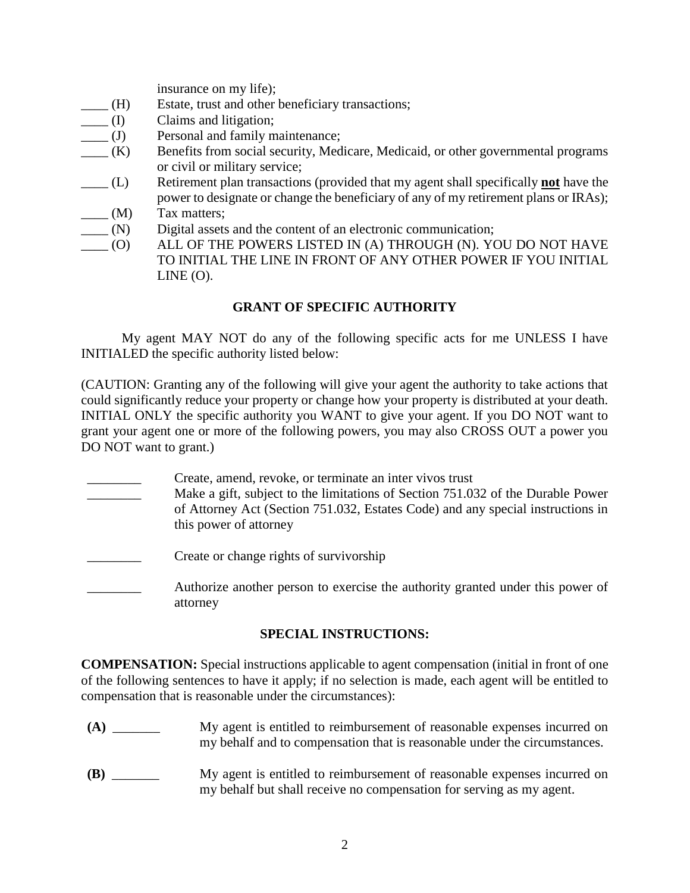insurance on my life);

____ (H) Estate, trust and other beneficiary transactions;

____ (I) Claims and litigation;

____ (J) Personal and family maintenance;

____ (K) Benefits from social security, Medicare, Medicaid, or other governmental programs or civil or military service;

____ (L) Retirement plan transactions (provided that my agent shall specifically **not** have the power to designate or change the beneficiary of any of my retirement plans or IRAs);

____ (M) Tax matters;

____ (N) Digital assets and the content of an electronic communication;

____ (O) ALL OF THE POWERS LISTED IN (A) THROUGH (N). YOU DO NOT HAVE TO INITIAL THE LINE IN FRONT OF ANY OTHER POWER IF YOU INITIAL LINE (O).

## GRANT OF SPECIFIC AUTHORITY

My agent MAY NOT do any of the following specific acts for me UNLESS I have INITIALED the specific authority listed below:

(CAUTION: Granting any of the following will give your agent the authority to take actions that could significantly reduce your property or change how your property is distributed at your death. INITIAL ONLY the specific authority you WANT to give your agent. If you DO NOT want to grant your agent one or more of the following powers, you may also CROSS OUT a power you DO NOT want to grant.)

________ Create, amend, revoke, or terminate an inter vivos trust

________ Make a gift, subject to the limitations of Section 751.032 of the Durable Power of Attorney Act (Section 751.032, Estates Code) and any special instructions in this power of attorney

________ Create or change rights of survivorship

________ Authorize another person to exercise the authority granted under this power of attorney

## SPECIAL INSTRUCTIONS:

**COMPENSATION:** Special instructions applicable to agent compensation (initial in front of one of the following sentences to have it apply; if no selection is made, each agent will be entitled to compensation that is reasonable under the circumstances):

**(A)** _______ My agent is entitled to reimbursement of reasonable expenses incurred on my behalf and to compensation that is reasonable under the circumstances.

**(B)** _______ My agent is entitled to reimbursement of reasonable expenses incurred on my behalf but shall receive no compensation for serving as my agent.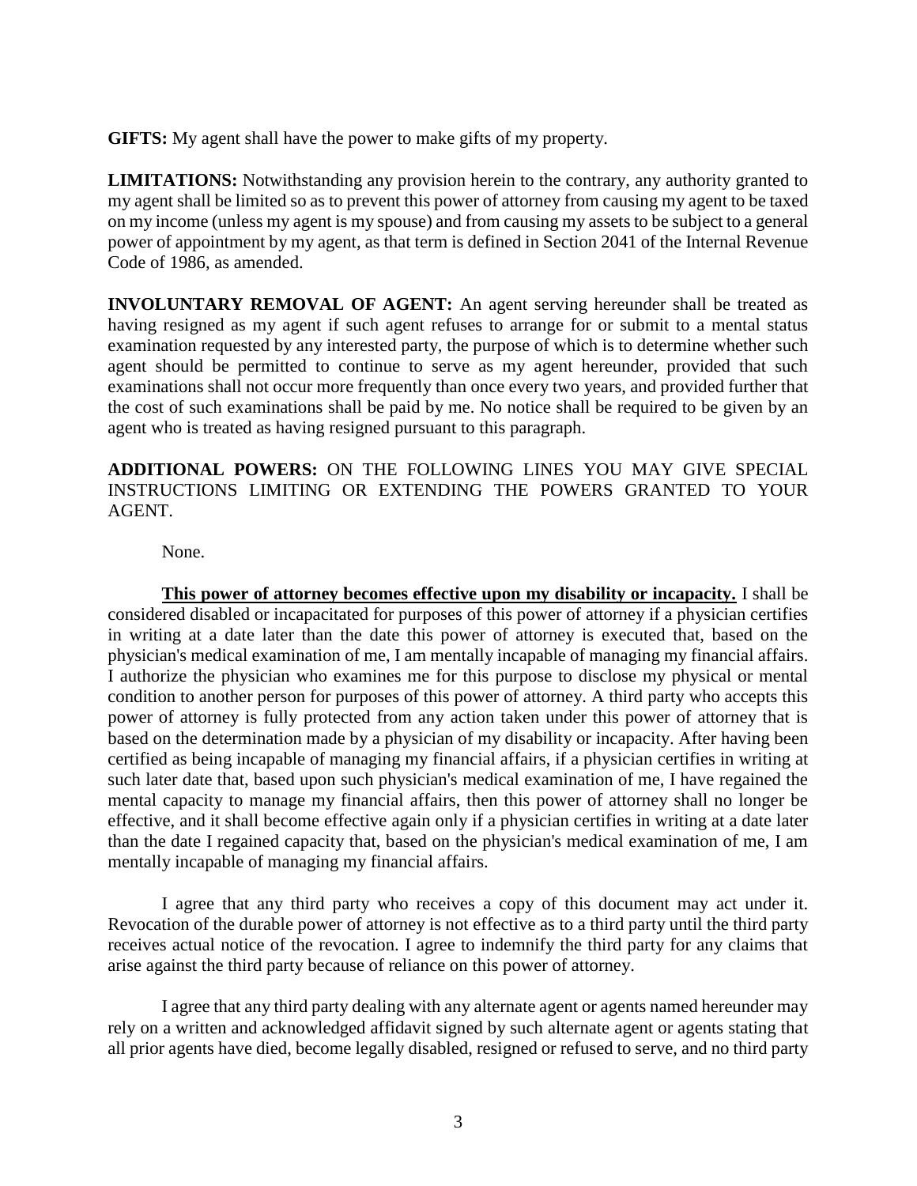**GIFTS:** My agent shall have the power to make gifts of my property.

**LIMITATIONS:** Notwithstanding any provision herein to the contrary, any authority granted to my agent shall be limited so as to prevent this power of attorney from causing my agent to be taxed on my income (unless my agent is my spouse) and from causing my assets to be subject to a general power of appointment by my agent, as that term is defined in Section 2041 of the Internal Revenue Code of 1986, as amended.

**INVOLUNTARY REMOVAL OF AGENT:** An agent serving hereunder shall be treated as having resigned as my agent if such agent refuses to arrange for or submit to a mental status examination requested by any interested party, the purpose of which is to determine whether such agent should be permitted to continue to serve as my agent hereunder, provided that such examinations shall not occur more frequently than once every two years, and provided further that the cost of such examinations shall be paid by me. No notice shall be required to be given by an agent who is treated as having resigned pursuant to this paragraph.

**ADDITIONAL POWERS:** ON THE FOLLOWING LINES YOU MAY GIVE SPECIAL INSTRUCTIONS LIMITING OR EXTENDING THE POWERS GRANTED TO YOUR AGENT.

None.

**<u>This power of attorney becomes effective upon my disability or incapacity.</u>** I shall be considered disabled or incapacitated for purposes of this power of attorney if a physician certifies in writing at a date later than the date this power of attorney is executed that, based on the physician's medical examination of me, I am mentally incapable of managing my financial affairs. I authorize the physician who examines me for this purpose to disclose my physical or mental condition to another person for purposes of this power of attorney. A third party who accepts this power of attorney is fully protected from any action taken under this power of attorney that is based on the determination made by a physician of my disability or incapacity. After having been certified as being incapable of managing my financial affairs, if a physician certifies in writing at such later date that, based upon such physician's medical examination of me, I have regained the mental capacity to manage my financial affairs, then this power of attorney shall no longer be effective, and it shall become effective again only if a physician certifies in writing at a date later than the date I regained capacity that, based on the physician's medical examination of me, I am mentally incapable of managing my financial affairs.

I agree that any third party who receives a copy of this document may act under it. Revocation of the durable power of attorney is not effective as to a third party until the third party receives actual notice of the revocation. I agree to indemnify the third party for any claims that arise against the third party because of reliance on this power of attorney.

I agree that any third party dealing with any alternate agent or agents named hereunder may rely on a written and acknowledged affidavit signed by such alternate agent or agents stating that all prior agents have died, become legally disabled, resigned or refused to serve, and no third party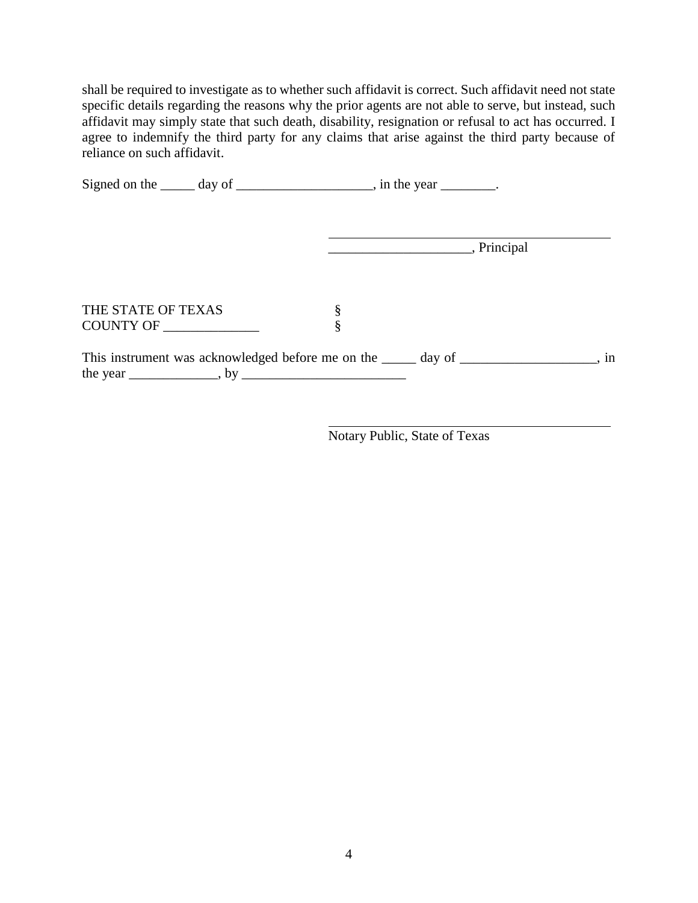shall be required to investigate as to whether such affidavit is correct. Such affidavit need not state specific details regarding the reasons why the prior agents are not able to serve, but instead, such affidavit may simply state that such death, disability, resignation or refusal to act has occurred. I agree to indemnify the third party for any claims that arise against the third party because of reliance on such affidavit.

Signed on the _____ day of ____________________, in the year ________.

_____________________________________________

_____________________, Principal

THE STATE OF TEXAS §
COUNTY OF ______________ §

This instrument was acknowledged before me on the _____ day of ____________________, in the year _____________, by _________________________

_____________________________________________

Notary Public, State of Texas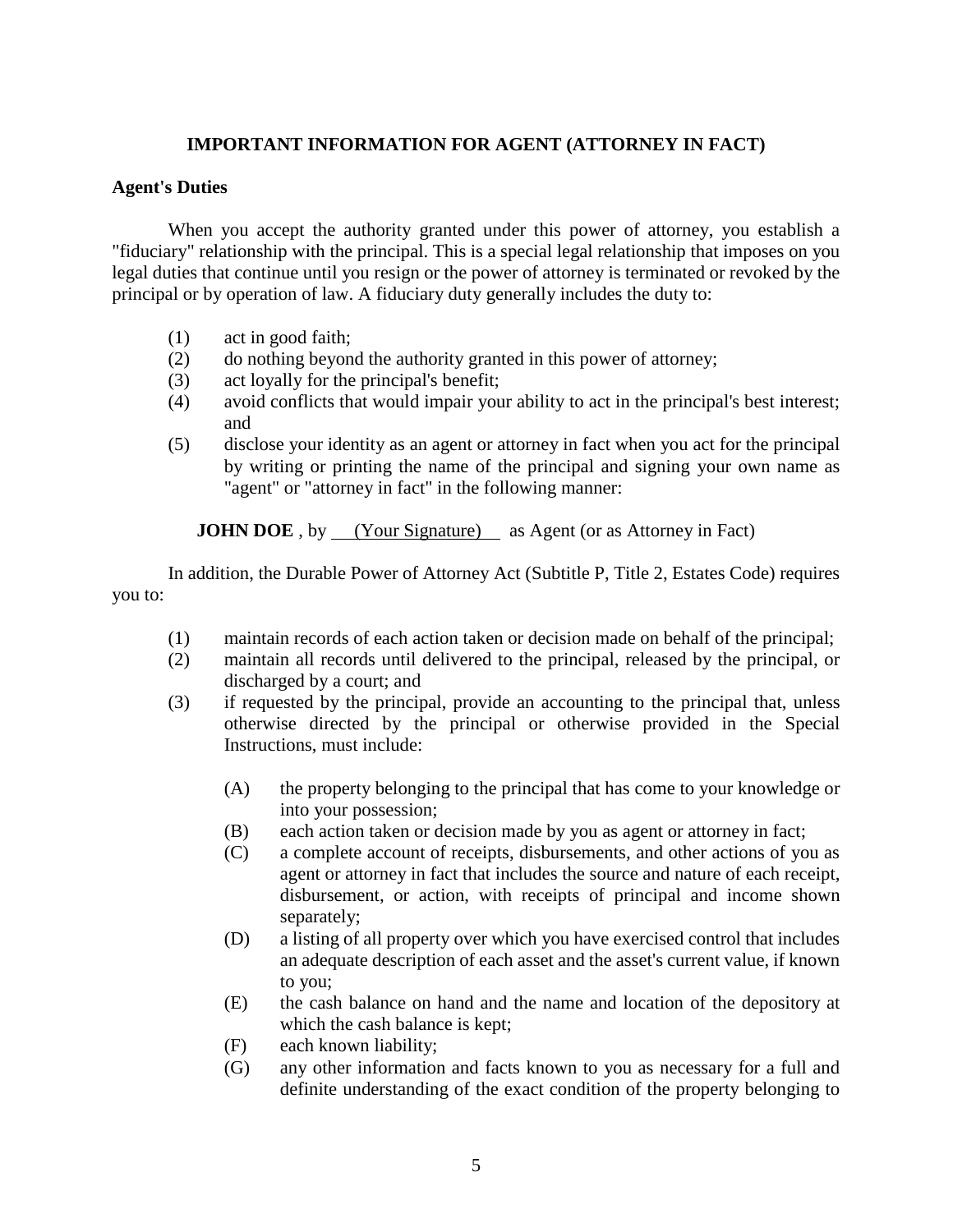## IMPORTANT INFORMATION FOR AGENT (ATTORNEY IN FACT)

### Agent's Duties

When you accept the authority granted under this power of attorney, you establish a "fiduciary" relationship with the principal. This is a special legal relationship that imposes on you legal duties that continue until you resign or the power of attorney is terminated or revoked by the principal or by operation of law. A fiduciary duty generally includes the duty to:

(1) act in good faith;
(2) do nothing beyond the authority granted in this power of attorney;
(3) act loyally for the principal's benefit;
(4) avoid conflicts that would impair your ability to act in the principal's best interest; and
(5) disclose your identity as an agent or attorney in fact when you act for the principal by writing or printing the name of the principal and signing your own name as "agent" or "attorney in fact" in the following manner:

**JOHN DOE** , by <u>(Your Signature)</u> as Agent (or as Attorney in Fact)

In addition, the Durable Power of Attorney Act (Subtitle P, Title 2, Estates Code) requires you to:

(1) maintain records of each action taken or decision made on behalf of the principal;
(2) maintain all records until delivered to the principal, released by the principal, or discharged by a court; and
(3) if requested by the principal, provide an accounting to the principal that, unless otherwise directed by the principal or otherwise provided in the Special Instructions, must include:

  (A) the property belonging to the principal that has come to your knowledge or into your possession;
  (B) each action taken or decision made by you as agent or attorney in fact;
  (C) a complete account of receipts, disbursements, and other actions of you as agent or attorney in fact that includes the source and nature of each receipt, disbursement, or action, with receipts of principal and income shown separately;
  (D) a listing of all property over which you have exercised control that includes an adequate description of each asset and the asset's current value, if known to you;
  (E) the cash balance on hand and the name and location of the depository at which the cash balance is kept;
  (F) each known liability;
  (G) any other information and facts known to you as necessary for a full and definite understanding of the exact condition of the property belonging to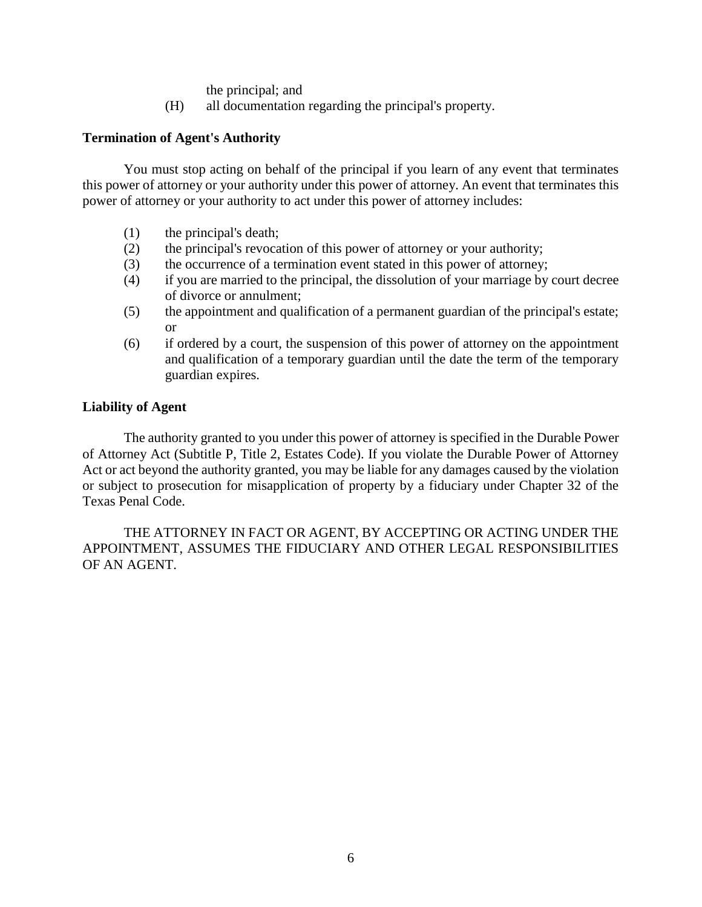the principal; and

(H) all documentation regarding the principal's property.

**Termination of Agent's Authority**

You must stop acting on behalf of the principal if you learn of any event that terminates this power of attorney or your authority under this power of attorney. An event that terminates this power of attorney or your authority to act under this power of attorney includes:

(1) the principal's death;

(2) the principal's revocation of this power of attorney or your authority;

(3) the occurrence of a termination event stated in this power of attorney;

(4) if you are married to the principal, the dissolution of your marriage by court decree of divorce or annulment;

(5) the appointment and qualification of a permanent guardian of the principal's estate; or

(6) if ordered by a court, the suspension of this power of attorney on the appointment and qualification of a temporary guardian until the date the term of the temporary guardian expires.

**Liability of Agent**

The authority granted to you under this power of attorney is specified in the Durable Power of Attorney Act (Subtitle P, Title 2, Estates Code). If you violate the Durable Power of Attorney Act or act beyond the authority granted, you may be liable for any damages caused by the violation or subject to prosecution for misapplication of property by a fiduciary under Chapter 32 of the Texas Penal Code.

THE ATTORNEY IN FACT OR AGENT, BY ACCEPTING OR ACTING UNDER THE APPOINTMENT, ASSUMES THE FIDUCIARY AND OTHER LEGAL RESPONSIBILITIES OF AN AGENT.